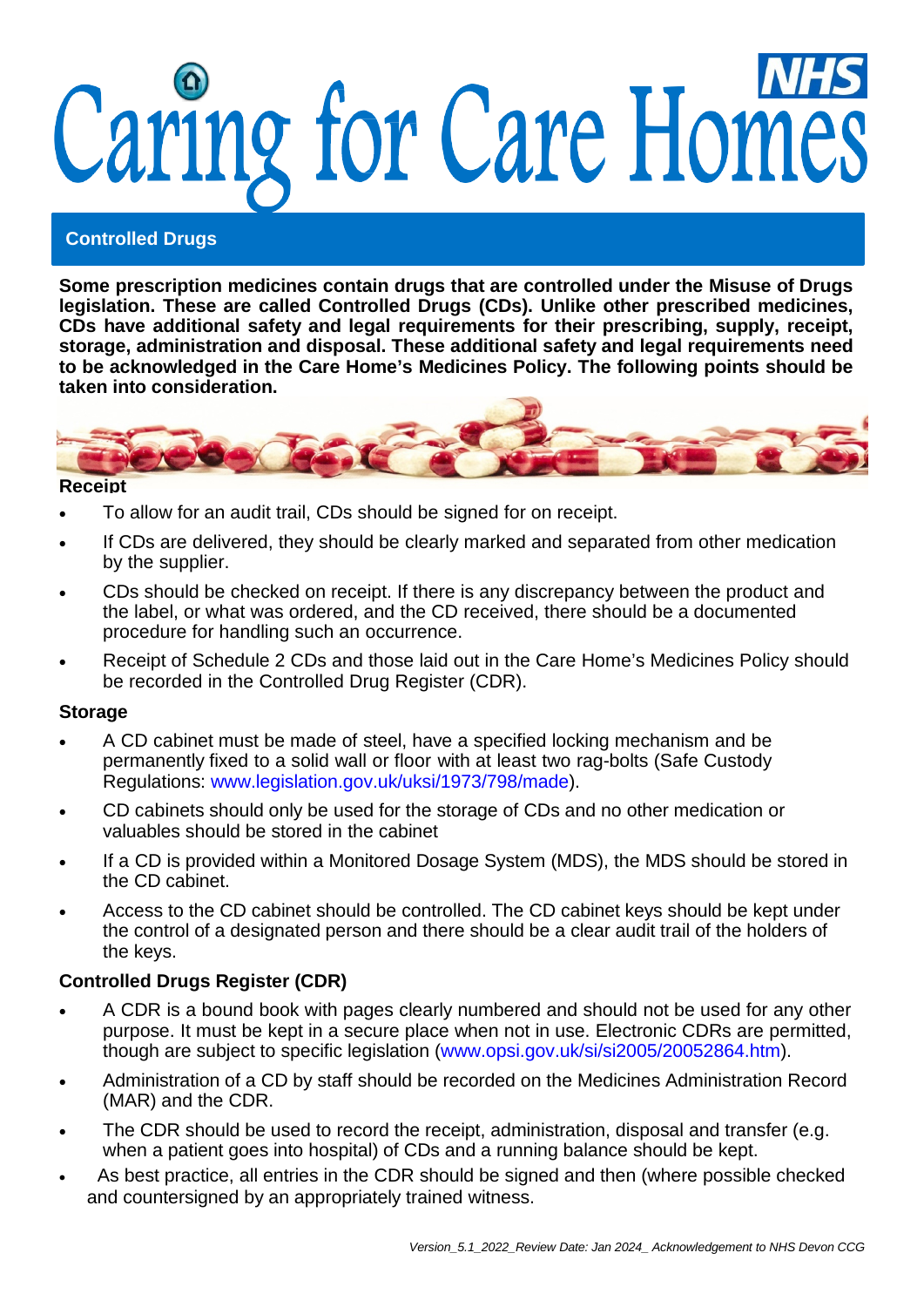# Caring for Care Homes

## Controlled Drugs

**Some prescription medicines contain drugs that are controlled under the Misuse of Drugs legislation. These are called Controlled Drugs (CDs). Unlike other prescribed medicines, CDs have additional safety and legal requirements for their prescribing, supply, receipt, storage, administration and disposal. These additional safety and legal requirements need to be acknowledged in the Care Home's Medicines Policy. The following points should be taken into consideration.**

### Receipt

- To allow for an audit trail, CDs should be signed for on receipt.
- If CDs are delivered, they should be clearly marked and separated from other medication by the supplier.
- CDs should be checked on receipt. If there is any discrepancy between the product and the label, or what was ordered, and the CD received, there should be a documented procedure for handling such an occurrence.
- Receipt of Schedule 2 CDs and those laid out in the Care Home's Medicines Policy should be recorded in the Controlled Drug Register (CDR).

### Storage

- A CD cabinet must be made of steel, have a specified locking mechanism and be permanently fixed to a solid wall or floor with at least two rag-bolts (Safe Custody Regulations: www.legislation.gov.uk/uksi/1973/798/made).
- CD cabinets should only be used for the storage of CDs and no other medication or valuables should be stored in the cabinet
- If a CD is provided within a Monitored Dosage System (MDS), the MDS should be stored in the CD cabinet.
- Access to the CD cabinet should be controlled. The CD cabinet keys should be kept under the control of a designated person and there should be a clear audit trail of the holders of the keys.

### Controlled Drugs Register (CDR)

- A CDR is a bound book with pages clearly numbered and should not be used for any other purpose. It must be kept in a secure place when not in use. Electronic CDRs are permitted, though are subject to specific legislation (www.opsi.gov.uk/si/si2005/20052864.htm).
- Administration of a CD by staff should be recorded on the Medicines Administration Record (MAR) and the CDR.
- The CDR should be used to record the receipt, administration, disposal and transfer (e.g. when a patient goes into hospital) of CDs and a running balance should be kept.
- As best practice, all entries in the CDR should be signed and then (where possible checked and countersigned by an appropriately trained witness.

*Version_5.1_2022_Review Date: Jan 2024_ Acknowledgement to NHS Devon CCG*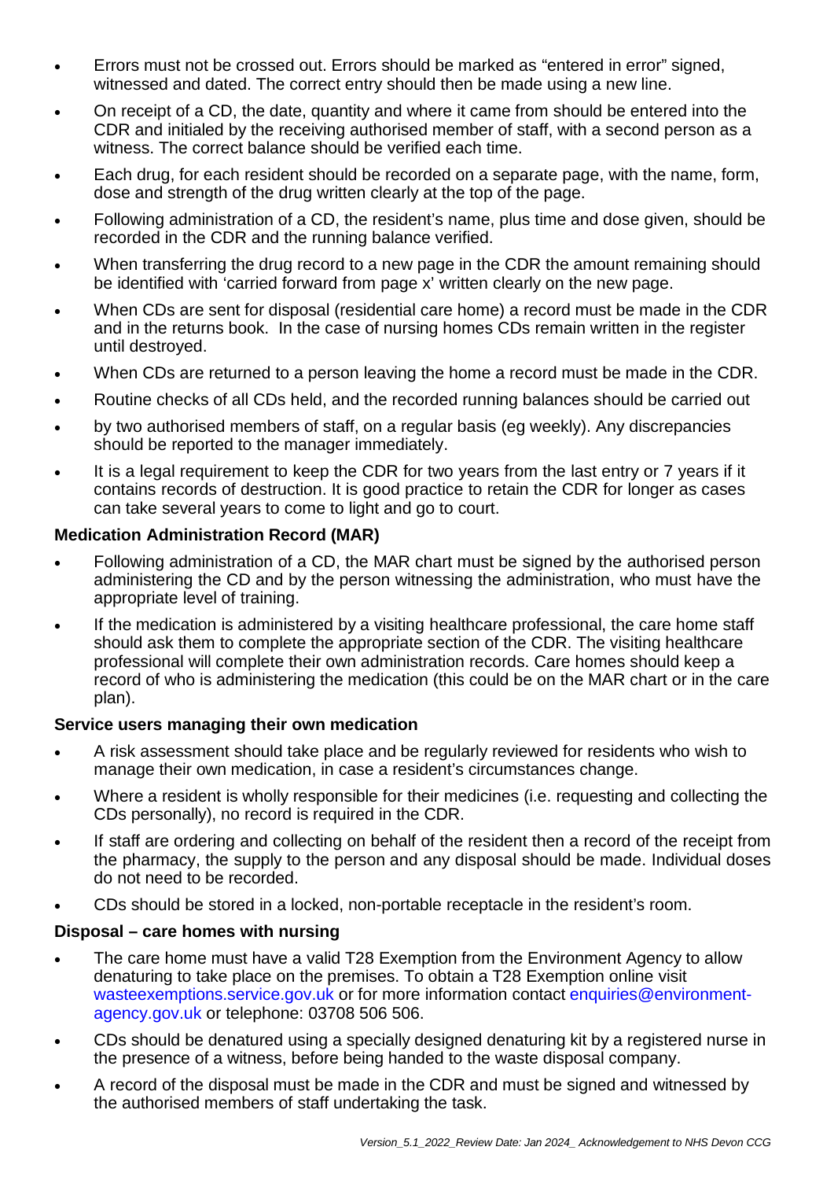- Errors must not be crossed out. Errors should be marked as "entered in error" signed, witnessed and dated. The correct entry should then be made using a new line.
- On receipt of a CD, the date, quantity and where it came from should be entered into the CDR and initialed by the receiving authorised member of staff, with a second person as a witness. The correct balance should be verified each time.
- Each drug, for each resident should be recorded on a separate page, with the name, form, dose and strength of the drug written clearly at the top of the page.
- Following administration of a CD, the resident's name, plus time and dose given, should be recorded in the CDR and the running balance verified.
- When transferring the drug record to a new page in the CDR the amount remaining should be identified with 'carried forward from page x' written clearly on the new page.
- When CDs are sent for disposal (residential care home) a record must be made in the CDR and in the returns book. In the case of nursing homes CDs remain written in the register until destroyed.
- When CDs are returned to a person leaving the home a record must be made in the CDR.
- Routine checks of all CDs held, and the recorded running balances should be carried out
- by two authorised members of staff, on a regular basis (eg weekly). Any discrepancies should be reported to the manager immediately.
- It is a legal requirement to keep the CDR for two years from the last entry or 7 years if it contains records of destruction. It is good practice to retain the CDR for longer as cases can take several years to come to light and go to court.

**Medication Administration Record (MAR)**

- Following administration of a CD, the MAR chart must be signed by the authorised person administering the CD and by the person witnessing the administration, who must have the appropriate level of training.
- If the medication is administered by a visiting healthcare professional, the care home staff should ask them to complete the appropriate section of the CDR. The visiting healthcare professional will complete their own administration records. Care homes should keep a record of who is administering the medication (this could be on the MAR chart or in the care plan).

**Service users managing their own medication**

- A risk assessment should take place and be regularly reviewed for residents who wish to manage their own medication, in case a resident's circumstances change.
- Where a resident is wholly responsible for their medicines (i.e. requesting and collecting the CDs personally), no record is required in the CDR.
- If staff are ordering and collecting on behalf of the resident then a record of the receipt from the pharmacy, the supply to the person and any disposal should be made. Individual doses do not need to be recorded.
- CDs should be stored in a locked, non-portable receptacle in the resident's room.

**Disposal – care homes with nursing**

- The care home must have a valid T28 Exemption from the Environment Agency to allow denaturing to take place on the premises. To obtain a T28 Exemption online visit wasteexemptions.service.gov.uk or for more information contact enquiries@environment-agency.gov.uk or telephone: 03708 506 506.
- CDs should be denatured using a specially designed denaturing kit by a registered nurse in the presence of a witness, before being handed to the waste disposal company.
- A record of the disposal must be made in the CDR and must be signed and witnessed by the authorised members of staff undertaking the task.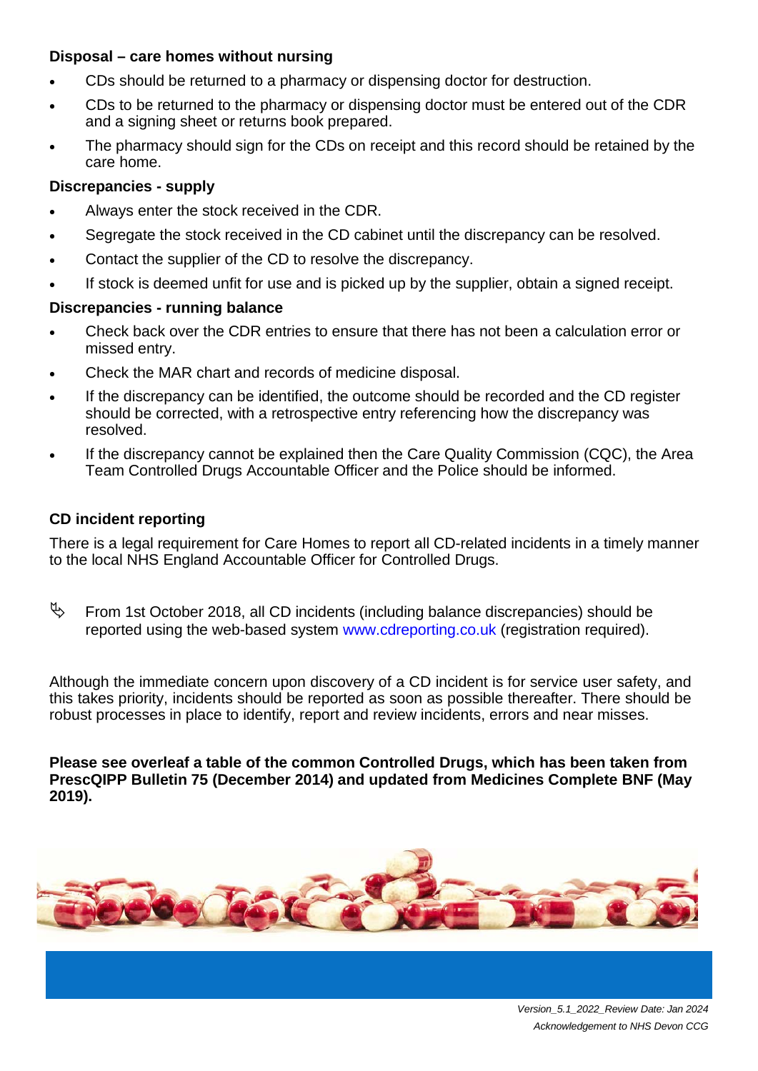**Disposal – care homes without nursing**

- CDs should be returned to a pharmacy or dispensing doctor for destruction.
- CDs to be returned to the pharmacy or dispensing doctor must be entered out of the CDR and a signing sheet or returns book prepared.
- The pharmacy should sign for the CDs on receipt and this record should be retained by the care home.

**Discrepancies - supply**

- Always enter the stock received in the CDR.
- Segregate the stock received in the CD cabinet until the discrepancy can be resolved.
- Contact the supplier of the CD to resolve the discrepancy.
- If stock is deemed unfit for use and is picked up by the supplier, obtain a signed receipt.

**Discrepancies - running balance**

- Check back over the CDR entries to ensure that there has not been a calculation error or missed entry.
- Check the MAR chart and records of medicine disposal.
- If the discrepancy can be identified, the outcome should be recorded and the CD register should be corrected, with a retrospective entry referencing how the discrepancy was resolved.
- If the discrepancy cannot be explained then the Care Quality Commission (CQC), the Area Team Controlled Drugs Accountable Officer and the Police should be informed.

**CD incident reporting**

There is a legal requirement for Care Homes to report all CD-related incidents in a timely manner to the local NHS England Accountable Officer for Controlled Drugs.

- From 1st October 2018, all CD incidents (including balance discrepancies) should be reported using the web-based system www.cdreporting.co.uk (registration required).

Although the immediate concern upon discovery of a CD incident is for service user safety, and this takes priority, incidents should be reported as soon as possible thereafter. There should be robust processes in place to identify, report and review incidents, errors and near misses.

**Please see overleaf a table of the common Controlled Drugs, which has been taken from PrescQIPP Bulletin 75 (December 2014) and updated from Medicines Complete BNF (May 2019).**

*Version_5.1_2022_Review Date: Jan 2024*
*Acknowledgement to NHS Devon CCG*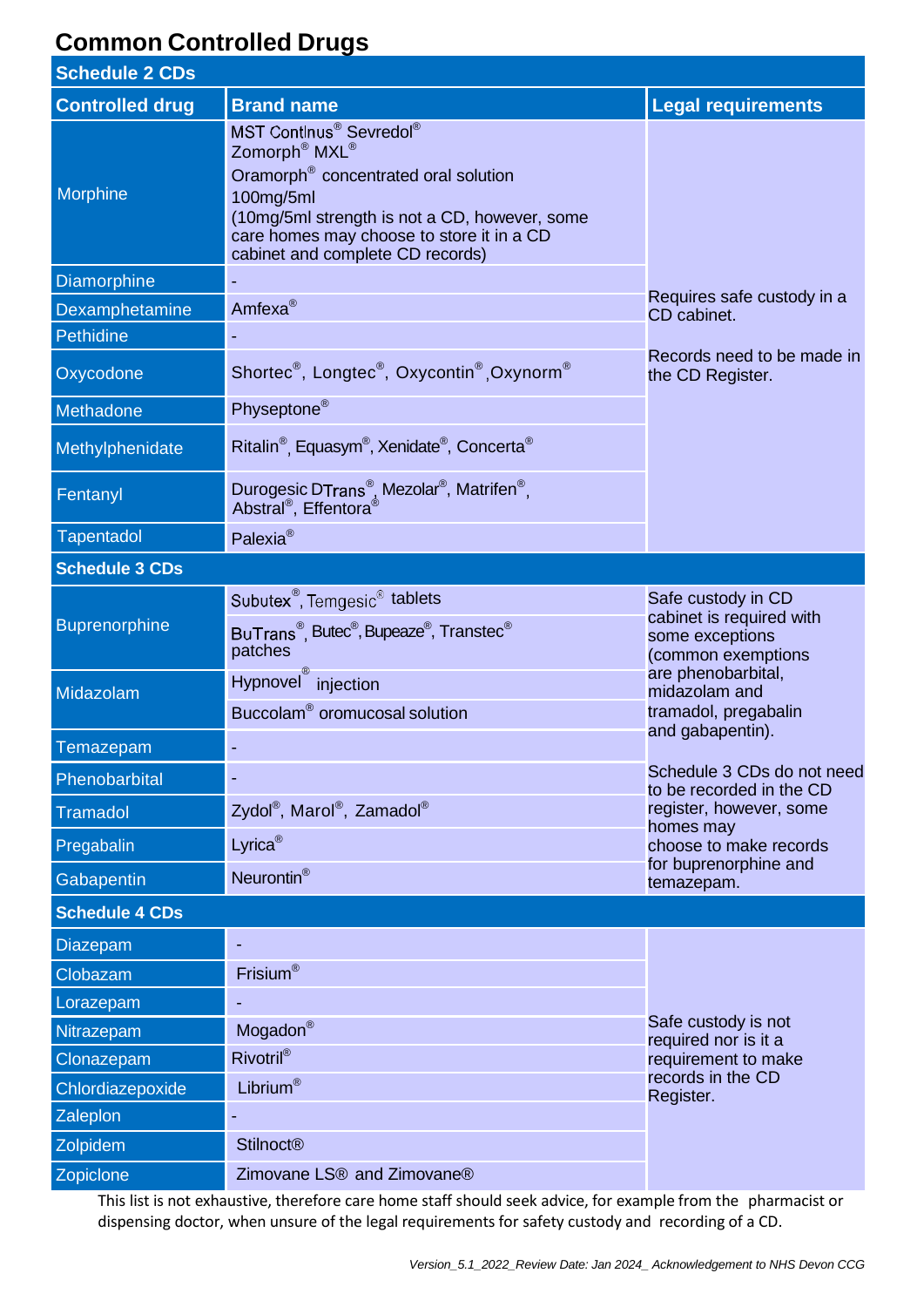# Common Controlled Drugs

| Controlled drug | Brand name | Legal requirements |
|---|---|---|
| **Schedule 2 CDs** | | |
| Morphine | MST Continus® Sevredol® Zomorph® MXL® Oramorph® concentrated oral solution 100mg/5ml (10mg/5ml strength is not a CD, however, some care homes may choose to store it in a CD cabinet and complete CD records) | Requires safe custody in a CD cabinet. Records need to be made in the CD Register. |
| Diamorphine | - | |
| Dexamphetamine | Amfexa® | |
| Pethidine | - | |
| Oxycodone | Shortec®, Longtec®, Oxycontin®, Oxynorm® | |
| Methadone | Physeptone® | |
| Methylphenidate | Ritalin®, Equasym®, Xenidate®, Concerta® | |
| Fentanyl | Durogesic DTrans®, Mezolar®, Matrifen®, Abstral®, Effentora® | |
| Tapentadol | Palexia® | |
| **Schedule 3 CDs** | | |
| Buprenorphine | Subutex®, Temgesic® tablets; BuTrans®, Butec®, Bupeaze®, Transtec® patches | Safe custody in CD cabinet is required with some exceptions (common exemptions are phenobarbital, midazolam and tramadol, pregabalin and gabapentin). Schedule 3 CDs do not need to be recorded in the CD register, however, some homes may choose to make records for buprenorphine and temazepam. |
| Midazolam | Hypnovel® injection; Buccolam® oromucosal solution | |
| Temazepam | - | |
| Phenobarbital | - | |
| Tramadol | Zydol®, Marol®, Zamadol® | |
| Pregabalin | Lyrica® | |
| Gabapentin | Neurontin® | |
| **Schedule 4 CDs** | | |
| Diazepam | - | Safe custody is not required nor is it a requirement to make records in the CD Register. |
| Clobazam | Frisium® | |
| Lorazepam | - | |
| Nitrazepam | Mogadon® | |
| Clonazepam | Rivotril® | |
| Chlordiazepoxide | Librium® | |
| Zaleplon | - | |
| Zolpidem | Stilnoct® | |
| Zopiclone | Zimovane LS® and Zimovane® | |

This list is not exhaustive, therefore care home staff should seek advice, for example from the pharmacist or dispensing doctor, when unsure of the legal requirements for safety custody and recording of a CD.

*Version_5.1_2022_Review Date: Jan 2024_ Acknowledgement to NHS Devon CCG*